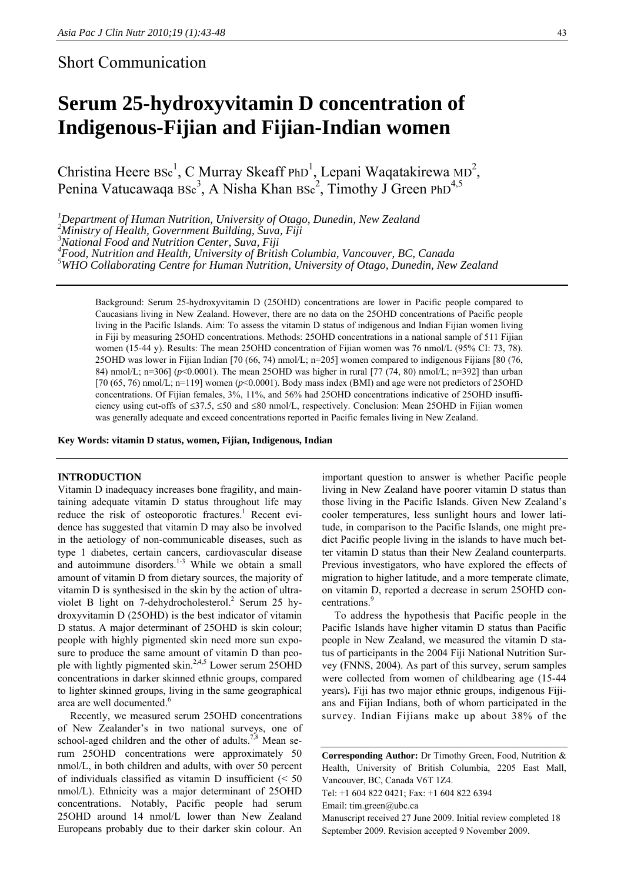Short Communication

# Serum 25-hydroxyvitamin D concentration of Indigenous-Fijian and Fijian-Indian women

Christina Heere BSc[1], C Murray Skeaff PhD[1], Lepani Waqatakirewa MD[2], Penina Vatucawaqa BSc[3], A Nisha Khan BSc[2], Timothy J Green PhD[4,5]

[1]*Department of Human Nutrition, University of Otago, Dunedin, New Zealand*
[2]*Ministry of Health, Government Building, Suva, Fiji*
[3]*National Food and Nutrition Center, Suva, Fiji*
[4]*Food, Nutrition and Health, University of British Columbia, Vancouver, BC, Canada*
[5]*WHO Collaborating Centre for Human Nutrition, University of Otago, Dunedin, New Zealand*

Background: Serum 25-hydroxyvitamin D (25OHD) concentrations are lower in Pacific people compared to Caucasians living in New Zealand. However, there are no data on the 25OHD concentrations of Pacific people living in the Pacific Islands. Aim: To assess the vitamin D status of indigenous and Indian Fijian women living in Fiji by measuring 25OHD concentrations. Methods: 25OHD concentrations in a national sample of 511 Fijian women (15-44 y). Results: The mean 25OHD concentration of Fijian women was 76 nmol/L (95% CI: 73, 78). 25OHD was lower in Fijian Indian [70 (66, 74) nmol/L; n=205] women compared to indigenous Fijians [80 (76, 84) nmol/L; n=306] ($p$<0.0001). The mean 25OHD was higher in rural [77 (74, 80) nmol/L; n=392] than urban [70 (65, 76) nmol/L; n=119] women ($p$<0.0001). Body mass index (BMI) and age were not predictors of 25OHD concentrations. Of Fijian females, 3%, 11%, and 56% had 25OHD concentrations indicative of 25OHD insufficiency using cut-offs of ≤37.5, ≤50 and ≤80 nmol/L, respectively. Conclusion: Mean 25OHD in Fijian women was generally adequate and exceed concentrations reported in Pacific females living in New Zealand.

**Key Words: vitamin D status, women, Fijian, Indigenous, Indian**

## INTRODUCTION

Vitamin D inadequacy increases bone fragility, and maintaining adequate vitamin D status throughout life may reduce the risk of osteoporotic fractures.[1] Recent evidence has suggested that vitamin D may also be involved in the aetiology of non-communicable diseases, such as type 1 diabetes, certain cancers, cardiovascular disease and autoimmune disorders.[1-3] While we obtain a small amount of vitamin D from dietary sources, the majority of vitamin D is synthesised in the skin by the action of ultraviolet B light on 7-dehydrocholesterol.[2] Serum 25 hydroxyvitamin D (25OHD) is the best indicator of vitamin D status. A major determinant of 25OHD is skin colour; people with highly pigmented skin need more sun exposure to produce the same amount of vitamin D than people with lightly pigmented skin.[2,4,5] Lower serum 25OHD concentrations in darker skinned ethnic groups, compared to lighter skinned groups, living in the same geographical area are well documented.[6]

Recently, we measured serum 25OHD concentrations of New Zealander's in two national surveys, one of school-aged children and the other of adults.[7,8] Mean serum 25OHD concentrations were approximately 50 nmol/L, in both children and adults, with over 50 percent of individuals classified as vitamin D insufficient (< 50 nmol/L). Ethnicity was a major determinant of 25OHD concentrations. Notably, Pacific people had serum 25OHD around 14 nmol/L lower than New Zealand Europeans probably due to their darker skin colour. An important question to answer is whether Pacific people living in New Zealand have poorer vitamin D status than those living in the Pacific Islands. Given New Zealand's cooler temperatures, less sunlight hours and lower latitude, in comparison to the Pacific Islands, one might predict Pacific people living in the islands to have much better vitamin D status than their New Zealand counterparts. Previous investigators, who have explored the effects of migration to higher latitude, and a more temperate climate, on vitamin D, reported a decrease in serum 25OHD concentrations.[9]

To address the hypothesis that Pacific people in the Pacific Islands have higher vitamin D status than Pacific people in New Zealand, we measured the vitamin D status of participants in the 2004 Fiji National Nutrition Survey (FNNS, 2004). As part of this survey, serum samples were collected from women of childbearing age (15-44 years). Fiji has two major ethnic groups, indigenous Fijians and Fijian Indians, both of whom participated in the survey. Indian Fijians make up about 38% of the

**Corresponding Author:** Dr Timothy Green, Food, Nutrition & Health, University of British Columbia, 2205 East Mall, Vancouver, BC, Canada V6T 1Z4.
Tel: +1 604 822 0421; Fax: +1 604 822 6394
Email: tim.green@ubc.ca
Manuscript received 27 June 2009. Initial review completed 18 September 2009. Revision accepted 9 November 2009.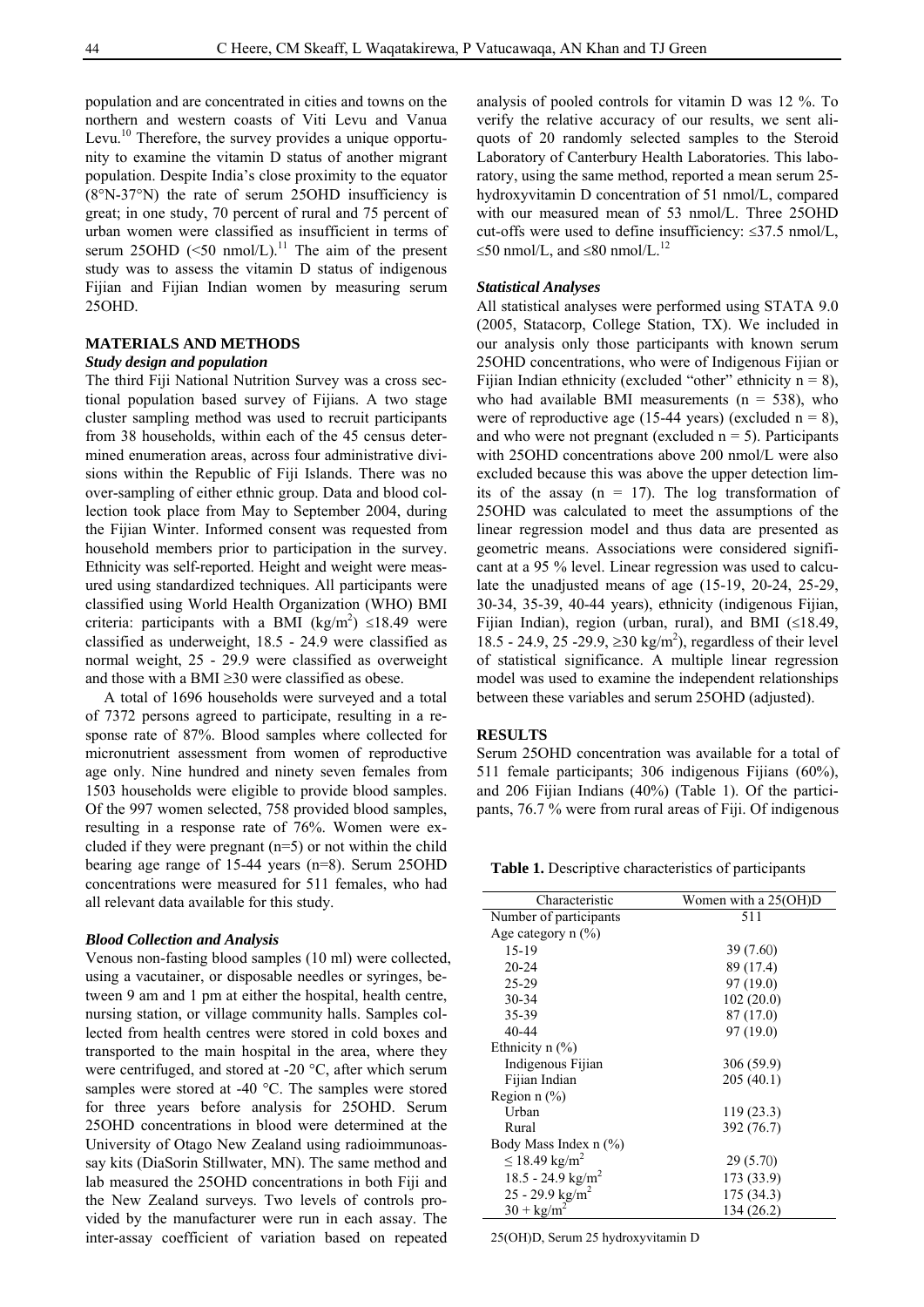population and are concentrated in cities and towns on the northern and western coasts of Viti Levu and Vanua Levu.[10] Therefore, the survey provides a unique opportunity to examine the vitamin D status of another migrant population. Despite India's close proximity to the equator (8°N-37°N) the rate of serum 25OHD insufficiency is great; in one study, 70 percent of rural and 75 percent of urban women were classified as insufficient in terms of serum 25OHD (<50 nmol/L).[11] The aim of the present study was to assess the vitamin D status of indigenous Fijian and Fijian Indian women by measuring serum 25OHD.

## MATERIALS AND METHODS

### *Study design and population*

The third Fiji National Nutrition Survey was a cross sectional population based survey of Fijians. A two stage cluster sampling method was used to recruit participants from 38 households, within each of the 45 census determined enumeration areas, across four administrative divisions within the Republic of Fiji Islands. There was no over-sampling of either ethnic group. Data and blood collection took place from May to September 2004, during the Fijian Winter. Informed consent was requested from household members prior to participation in the survey. Ethnicity was self-reported. Height and weight were measured using standardized techniques. All participants were classified using World Health Organization (WHO) BMI criteria: participants with a BMI (kg/m$^2$) ≤18.49 were classified as underweight, 18.5 - 24.9 were classified as normal weight, 25 - 29.9 were classified as overweight and those with a BMI ≥30 were classified as obese.

A total of 1696 households were surveyed and a total of 7372 persons agreed to participate, resulting in a response rate of 87%. Blood samples where collected for micronutrient assessment from women of reproductive age only. Nine hundred and ninety seven females from 1503 households were eligible to provide blood samples. Of the 997 women selected, 758 provided blood samples, resulting in a response rate of 76%. Women were excluded if they were pregnant (n=5) or not within the child bearing age range of 15-44 years (n=8). Serum 25OHD concentrations were measured for 511 females, who had all relevant data available for this study.

### *Blood Collection and Analysis*

Venous non-fasting blood samples (10 ml) were collected, using a vacutainer, or disposable needles or syringes, between 9 am and 1 pm at either the hospital, health centre, nursing station, or village community halls. Samples collected from health centres were stored in cold boxes and transported to the main hospital in the area, where they were centrifuged, and stored at -20 °C, after which serum samples were stored at -40 °C. The samples were stored for three years before analysis for 25OHD. Serum 25OHD concentrations in blood were determined at the University of Otago New Zealand using radioimmunoassay kits (DiaSorin Stillwater, MN). The same method and lab measured the 25OHD concentrations in both Fiji and the New Zealand surveys. Two levels of controls provided by the manufacturer were run in each assay. The inter-assay coefficient of variation based on repeated analysis of pooled controls for vitamin D was 12 %. To verify the relative accuracy of our results, we sent aliquots of 20 randomly selected samples to the Steroid Laboratory of Canterbury Health Laboratories. This laboratory, using the same method, reported a mean serum 25-hydroxyvitamin D concentration of 51 nmol/L, compared with our measured mean of 53 nmol/L. Three 25OHD cut-offs were used to define insufficiency: ≤37.5 nmol/L, ≤50 nmol/L, and ≤80 nmol/L.[12]

### *Statistical Analyses*

All statistical analyses were performed using STATA 9.0 (2005, Statacorp, College Station, TX). We included in our analysis only those participants with known serum 25OHD concentrations, who were of Indigenous Fijian or Fijian Indian ethnicity (excluded "other" ethnicity n = 8), who had available BMI measurements (n = 538), who were of reproductive age (15-44 years) (excluded n = 8), and who were not pregnant (excluded n = 5). Participants with 25OHD concentrations above 200 nmol/L were also excluded because this was above the upper detection limits of the assay (n = 17). The log transformation of 25OHD was calculated to meet the assumptions of the linear regression model and thus data are presented as geometric means. Associations were considered significant at a 95 % level. Linear regression was used to calculate the unadjusted means of age (15-19, 20-24, 25-29, 30-34, 35-39, 40-44 years), ethnicity (indigenous Fijian, Fijian Indian), region (urban, rural), and BMI (≤18.49, 18.5 - 24.9, 25 -29.9, ≥30 kg/m$^2$), regardless of their level of statistical significance. A multiple linear regression model was used to examine the independent relationships between these variables and serum 25OHD (adjusted).

## RESULTS

Serum 25OHD concentration was available for a total of 511 female participants; 306 indigenous Fijians (60%), and 206 Fijian Indians (40%) (Table 1). Of the participants, 76.7 % were from rural areas of Fiji. Of indigenous

**Table 1.** Descriptive characteristics of participants

| Characteristic | Women with a 25(OH)D |
|---|---|
| Number of participants | 511 |
| Age category n (%) | |
| 15-19 | 39 (7.60) |
| 20-24 | 89 (17.4) |
| 25-29 | 97 (19.0) |
| 30-34 | 102 (20.0) |
| 35-39 | 87 (17.0) |
| 40-44 | 97 (19.0) |
| Ethnicity n (%) | |
| Indigenous Fijian | 306 (59.9) |
| Fijian Indian | 205 (40.1) |
| Region n (%) | |
| Urban | 119 (23.3) |
| Rural | 392 (76.7) |
| Body Mass Index n (%) | |
| ≤ 18.49 kg/m$^2$ | 29 (5.70) |
| 18.5 - 24.9 kg/m$^2$ | 173 (33.9) |
| 25 - 29.9 kg/m$^2$ | 175 (34.3) |
| 30 + kg/m$^2$ | 134 (26.2) |

25(OH)D, Serum 25 hydroxyvitamin D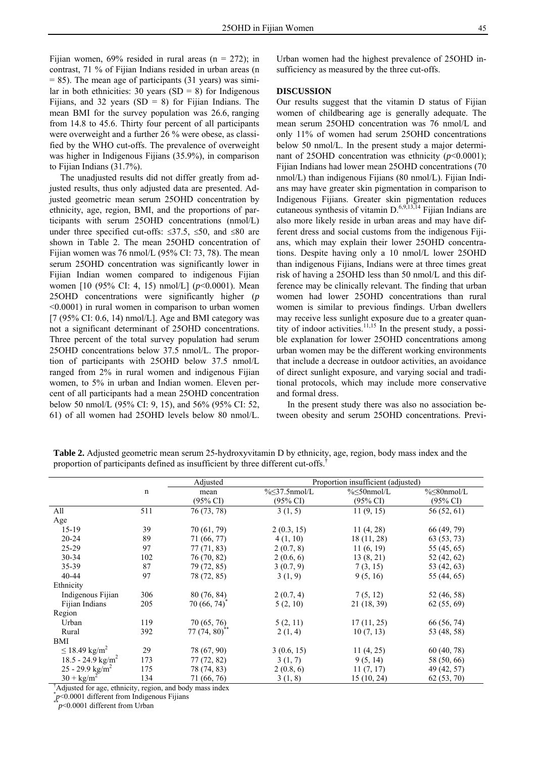Fijian women, 69% resided in rural areas (n = 272); in contrast, 71 % of Fijian Indians resided in urban areas (n = 85). The mean age of participants (31 years) was similar in both ethnicities: 30 years (SD = 8) for Indigenous Fijians, and 32 years (SD = 8) for Fijian Indians. The mean BMI for the survey population was 26.6, ranging from 14.8 to 45.6. Thirty four percent of all participants were overweight and a further 26 % were obese, as classified by the WHO cut-offs. The prevalence of overweight was higher in Indigenous Fijians (35.9%), in comparison to Fijian Indians (31.7%).

The unadjusted results did not differ greatly from adjusted results, thus only adjusted data are presented. Adjusted geometric mean serum 25OHD concentration by ethnicity, age, region, BMI, and the proportions of participants with serum 25OHD concentrations (nmol/L) under three specified cut-offs: ≤37.5, ≤50, and ≤80 are shown in Table 2. The mean 25OHD concentration of Fijian women was 76 nmol/L (95% CI: 73, 78). The mean serum 25OHD concentration was significantly lower in Fijian Indian women compared to indigenous Fijian women [10 (95% CI: 4, 15) nmol/L] ($p$<0.0001). Mean 25OHD concentrations were significantly higher ($p$ <0.0001) in rural women in comparison to urban women [7 (95% CI: 0.6, 14) nmol/L]. Age and BMI category was not a significant determinant of 25OHD concentrations. Three percent of the total survey population had serum 25OHD concentrations below 37.5 nmol/L. The proportion of participants with 25OHD below 37.5 nmol/L ranged from 2% in rural women and indigenous Fijian women, to 5% in urban and Indian women. Eleven percent of all participants had a mean 25OHD concentration below 50 nmol/L (95% CI: 9, 15), and 56% (95% CI: 52, 61) of all women had 25OHD levels below 80 nmol/L. Urban women had the highest prevalence of 25OHD insufficiency as measured by the three cut-offs.

## DISCUSSION

Our results suggest that the vitamin D status of Fijian women of childbearing age is generally adequate. The mean serum 25OHD concentration was 76 nmol/L and only 11% of women had serum 25OHD concentrations below 50 nmol/L. In the present study a major determinant of 25OHD concentration was ethnicity ($p$<0.0001); Fijian Indians had lower mean 25OHD concentrations (70 nmol/L) than indigenous Fijians (80 nmol/L). Fijian Indians may have greater skin pigmentation in comparison to Indigenous Fijians. Greater skin pigmentation reduces cutaneous synthesis of vitamin D.[6,9,13,14] Fijian Indians are also more likely reside in urban areas and may have different dress and social customs from the indigenous Fijians, which may explain their lower 25OHD concentrations. Despite having only a 10 nmol/L lower 25OHD than indigenous Fijians, Indians were at three times great risk of having a 25OHD less than 50 nmol/L and this difference may be clinically relevant. The finding that urban women had lower 25OHD concentrations than rural women is similar to previous findings. Urban dwellers may receive less sunlight exposure due to a greater quantity of indoor activities.[11,15] In the present study, a possible explanation for lower 25OHD concentrations among urban women may be the different working environments that include a decrease in outdoor activities, an avoidance of direct sunlight exposure, and varying social and traditional protocols, which may include more conservative and formal dress.

In the present study there was also no association between obesity and serum 25OHD concentrations. Previ-

**Table 2.** Adjusted geometric mean serum 25-hydroxyvitamin D by ethnicity, age, region, body mass index and the proportion of participants defined as insufficient by three different cut-offs.[†]

| | n | Adjusted mean (95% CI) | Proportion insufficient (adjusted) %≤37.5nmol/L (95% CI) | %≤50nmol/L (95% CI) | %≤80nmol/L (95% CI) |
|---|---|---|---|---|---|
| All | 511 | 76 (73, 78) | 3 (1, 5) | 11 (9, 15) | 56 (52, 61) |
| Age | | | | | |
| 15-19 | 39 | 70 (61, 79) | 2 (0.3, 15) | 11 (4, 28) | 66 (49, 79) |
| 20-24 | 89 | 71 (66, 77) | 4 (1, 10) | 18 (11, 28) | 63 (53, 73) |
| 25-29 | 97 | 77 (71, 83) | 2 (0.7, 8) | 11 (6, 19) | 55 (45, 65) |
| 30-34 | 102 | 76 (70, 82) | 2 (0.6, 6) | 13 (8, 21) | 52 (42, 62) |
| 35-39 | 87 | 79 (72, 85) | 3 (0.7, 9) | 7 (3, 15) | 53 (42, 63) |
| 40-44 | 97 | 78 (72, 85) | 3 (1, 9) | 9 (5, 16) | 55 (44, 65) |
| Ethnicity | | | | | |
| Indigenous Fijian | 306 | 80 (76, 84) | 2 (0.7, 4) | 7 (5, 12) | 52 (46, 58) |
| Fijian Indians | 205 | 70 (66, 74)* | 5 (2, 10) | 21 (18, 39) | 62 (55, 69) |
| Region | | | | | |
| Urban | 119 | 70 (65, 76) | 5 (2, 11) | 17 (11, 25) | 66 (56, 74) |
| Rural | 392 | 77 (74, 80)** | 2 (1, 4) | 10 (7, 13) | 53 (48, 58) |
| BMI | | | | | |
| ≤ 18.49 kg/m$^2$ | 29 | 78 (67, 90) | 3 (0.6, 15) | 11 (4, 25) | 60 (40, 78) |
| 18.5 - 24.9 kg/m$^2$ | 173 | 77 (72, 82) | 3 (1, 7) | 9 (5, 14) | 58 (50, 66) |
| 25 - 29.9 kg/m$^2$ | 175 | 78 (74, 83) | 2 (0.8, 6) | 11 (7, 17) | 49 (42, 57) |
| 30 + kg/m$^2$ | 134 | 71 (66, 76) | 3 (1, 8) | 15 (10, 24) | 62 (53, 70) |

[†]Adjusted for age, ethnicity, region, and body mass index
*$p$<0.0001 different from Indigenous Fijians
**$p$<0.0001 different from Urban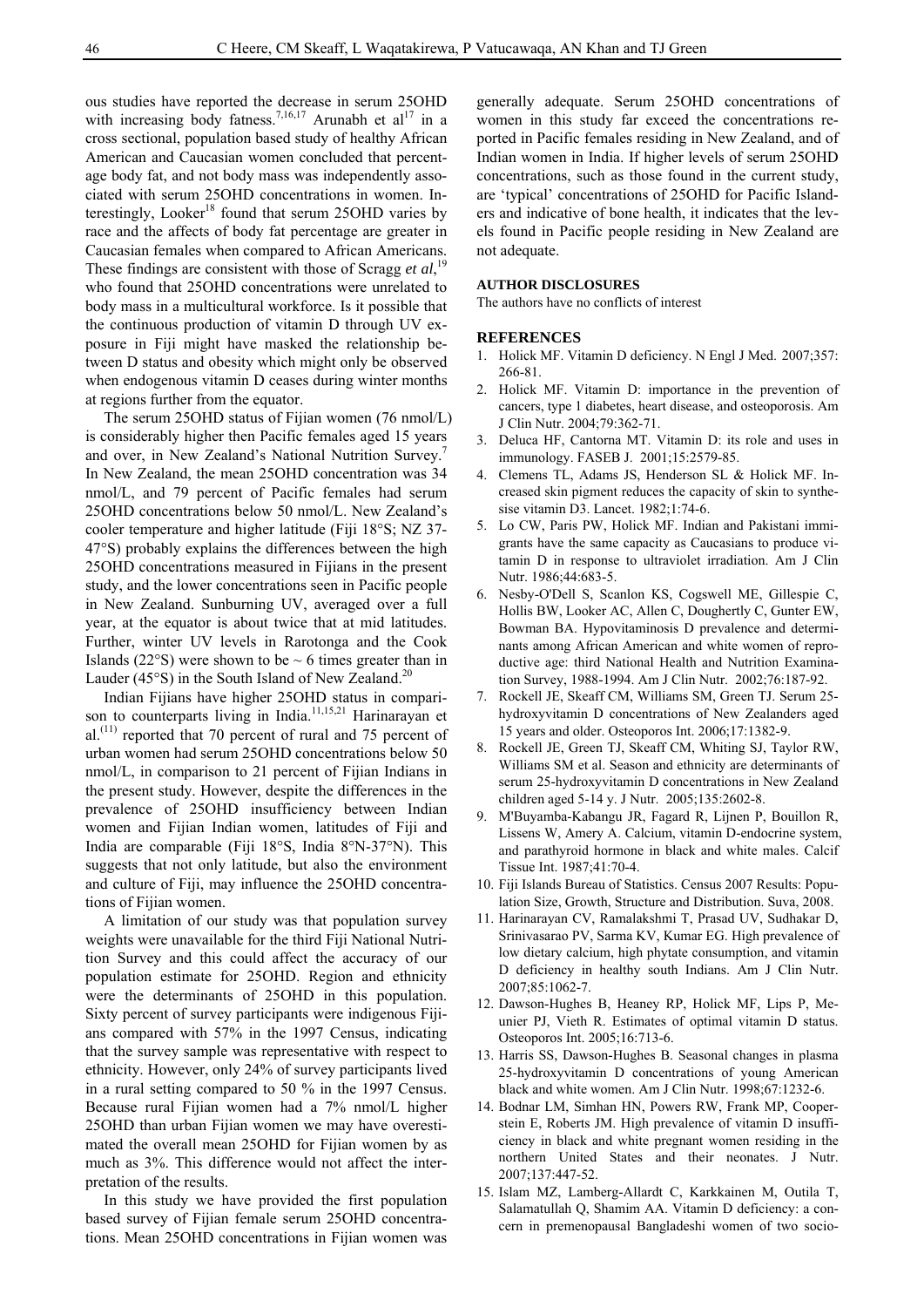ous studies have reported the decrease in serum 25OHD with increasing body fatness.[7,16,17] Arunabh et al[17] in a cross sectional, population based study of healthy African American and Caucasian women concluded that percentage body fat, and not body mass was independently associated with serum 25OHD concentrations in women. Interestingly, Looker[18] found that serum 25OHD varies by race and the affects of body fat percentage are greater in Caucasian females when compared to African Americans. These findings are consistent with those of Scragg *et al*,[19] who found that 25OHD concentrations were unrelated to body mass in a multicultural workforce. Is it possible that the continuous production of vitamin D through UV exposure in Fiji might have masked the relationship between D status and obesity which might only be observed when endogenous vitamin D ceases during winter months at regions further from the equator.

The serum 25OHD status of Fijian women (76 nmol/L) is considerably higher then Pacific females aged 15 years and over, in New Zealand's National Nutrition Survey.[7] In New Zealand, the mean 25OHD concentration was 34 nmol/L, and 79 percent of Pacific females had serum 25OHD concentrations below 50 nmol/L. New Zealand's cooler temperature and higher latitude (Fiji 18°S; NZ 37-47°S) probably explains the differences between the high 25OHD concentrations measured in Fijians in the present study, and the lower concentrations seen in Pacific people in New Zealand. Sunburning UV, averaged over a full year, at the equator is about twice that at mid latitudes. Further, winter UV levels in Rarotonga and the Cook Islands (22°S) were shown to be ~ 6 times greater than in Lauder (45°S) in the South Island of New Zealand.[20]

Indian Fijians have higher 25OHD status in comparison to counterparts living in India.[11,15,21] Harinarayan et al.[11] reported that 70 percent of rural and 75 percent of urban women had serum 25OHD concentrations below 50 nmol/L, in comparison to 21 percent of Fijian Indians in the present study. However, despite the differences in the prevalence of 25OHD insufficiency between Indian women and Fijian Indian women, latitudes of Fiji and India are comparable (Fiji 18°S, India 8°N-37°N). This suggests that not only latitude, but also the environment and culture of Fiji, may influence the 25OHD concentrations of Fijian women.

A limitation of our study was that population survey weights were unavailable for the third Fiji National Nutrition Survey and this could affect the accuracy of our population estimate for 25OHD. Region and ethnicity were the determinants of 25OHD in this population. Sixty percent of survey participants were indigenous Fijians compared with 57% in the 1997 Census, indicating that the survey sample was representative with respect to ethnicity. However, only 24% of survey participants lived in a rural setting compared to 50 % in the 1997 Census. Because rural Fijian women had a 7% nmol/L higher 25OHD than urban Fijian women we may have overestimated the overall mean 25OHD for Fijian women by as much as 3%. This difference would not affect the interpretation of the results.

In this study we have provided the first population based survey of Fijian female serum 25OHD concentrations. Mean 25OHD concentrations in Fijian women was generally adequate. Serum 25OHD concentrations of women in this study far exceed the concentrations reported in Pacific females residing in New Zealand, and of Indian women in India. If higher levels of serum 25OHD concentrations, such as those found in the current study, are 'typical' concentrations of 25OHD for Pacific Islanders and indicative of bone health, it indicates that the levels found in Pacific people residing in New Zealand are not adequate.

### AUTHOR DISCLOSURES

The authors have no conflicts of interest

### REFERENCES

1. Holick MF. Vitamin D deficiency. N Engl J Med. 2007;357: 266-81.
2. Holick MF. Vitamin D: importance in the prevention of cancers, type 1 diabetes, heart disease, and osteoporosis. Am J Clin Nutr. 2004;79:362-71.
3. Deluca HF, Cantorna MT. Vitamin D: its role and uses in immunology. FASEB J. 2001;15:2579-85.
4. Clemens TL, Adams JS, Henderson SL & Holick MF. Increased skin pigment reduces the capacity of skin to synthesise vitamin D3. Lancet. 1982;1:74-6.
5. Lo CW, Paris PW, Holick MF. Indian and Pakistani immigrants have the same capacity as Caucasians to produce vitamin D in response to ultraviolet irradiation. Am J Clin Nutr. 1986;44:683-5.
6. Nesby-O'Dell S, Scanlon KS, Cogswell ME, Gillespie C, Hollis BW, Looker AC, Allen C, Doughertly C, Gunter EW, Bowman BA. Hypovitaminosis D prevalence and determinants among African American and white women of reproductive age: third National Health and Nutrition Examination Survey, 1988-1994. Am J Clin Nutr. 2002;76:187-92.
7. Rockell JE, Skeaff CM, Williams SM, Green TJ. Serum 25-hydroxyvitamin D concentrations of New Zealanders aged 15 years and older. Osteoporos Int. 2006;17:1382-9.
8. Rockell JE, Green TJ, Skeaff CM, Whiting SJ, Taylor RW, Williams SM et al. Season and ethnicity are determinants of serum 25-hydroxyvitamin D concentrations in New Zealand children aged 5-14 y. J Nutr. 2005;135:2602-8.
9. M'Buyamba-Kabangu JR, Fagard R, Lijnen P, Bouillon R, Lissens W, Amery A. Calcium, vitamin D-endocrine system, and parathyroid hormone in black and white males. Calcif Tissue Int. 1987;41:70-4.
10. Fiji Islands Bureau of Statistics. Census 2007 Results: Population Size, Growth, Structure and Distribution. Suva, 2008.
11. Harinarayan CV, Ramalakshmi T, Prasad UV, Sudhakar D, Srinivasarao PV, Sarma KV, Kumar EG. High prevalence of low dietary calcium, high phytate consumption, and vitamin D deficiency in healthy south Indians. Am J Clin Nutr. 2007;85:1062-7.
12. Dawson-Hughes B, Heaney RP, Holick MF, Lips P, Meunier PJ, Vieth R. Estimates of optimal vitamin D status. Osteoporos Int. 2005;16:713-6.
13. Harris SS, Dawson-Hughes B. Seasonal changes in plasma 25-hydroxyvitamin D concentrations of young American black and white women. Am J Clin Nutr. 1998;67:1232-6.
14. Bodnar LM, Simhan HN, Powers RW, Frank MP, Cooperstein E, Roberts JM. High prevalence of vitamin D insufficiency in black and white pregnant women residing in the northern United States and their neonates. J Nutr. 2007;137:447-52.
15. Islam MZ, Lamberg-Allardt C, Karkkainen M, Outila T, Salamatullah Q, Shamim AA. Vitamin D deficiency: a concern in premenopausal Bangladeshi women of two socio-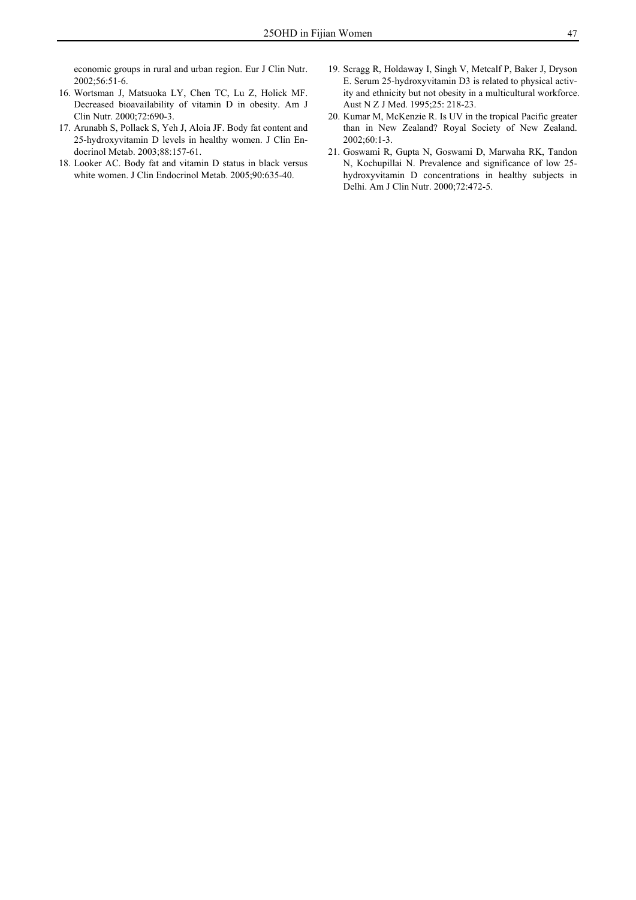economic groups in rural and urban region. Eur J Clin Nutr. 2002;56:51-6.

16. Wortsman J, Matsuoka LY, Chen TC, Lu Z, Holick MF. Decreased bioavailability of vitamin D in obesity. Am J Clin Nutr. 2000;72:690-3.
17. Arunabh S, Pollack S, Yeh J, Aloia JF. Body fat content and 25-hydroxyvitamin D levels in healthy women. J Clin Endocrinol Metab. 2003;88:157-61.
18. Looker AC. Body fat and vitamin D status in black versus white women. J Clin Endocrinol Metab. 2005;90:635-40.
19. Scragg R, Holdaway I, Singh V, Metcalf P, Baker J, Dryson E. Serum 25-hydroxyvitamin D3 is related to physical activity and ethnicity but not obesity in a multicultural workforce. Aust N Z J Med. 1995;25: 218-23.
20. Kumar M, McKenzie R. Is UV in the tropical Pacific greater than in New Zealand? Royal Society of New Zealand. 2002;60:1-3.
21. Goswami R, Gupta N, Goswami D, Marwaha RK, Tandon N, Kochupillai N. Prevalence and significance of low 25-hydroxyvitamin D concentrations in healthy subjects in Delhi. Am J Clin Nutr. 2000;72:472-5.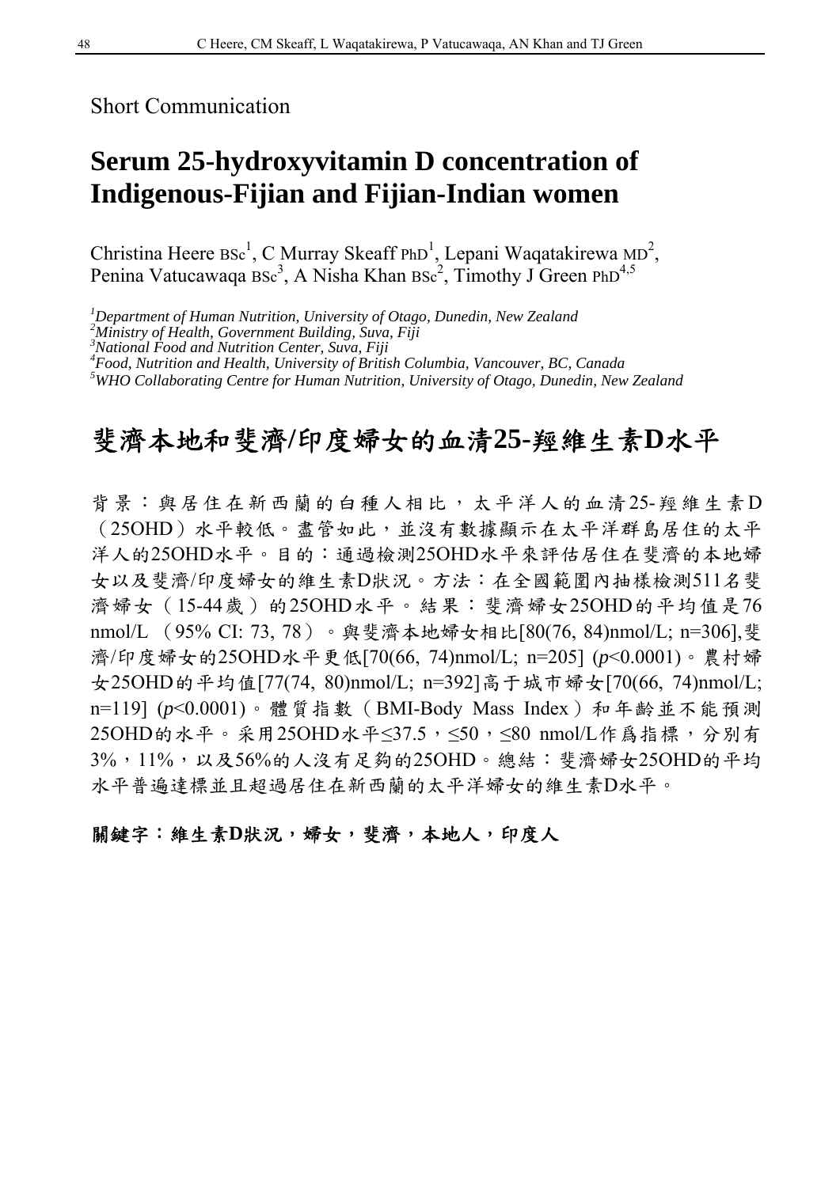Short Communication

# Serum 25-hydroxyvitamin D concentration of Indigenous-Fijian and Fijian-Indian women

Christina Heere BSc[1], C Murray Skeaff PhD[1], Lepani Waqatakirewa MD[2], Penina Vatucawaqa BSc[3], A Nisha Khan BSc[2], Timothy J Green PhD[4,5]

*[1]Department of Human Nutrition, University of Otago, Dunedin, New Zealand*
*[2]Ministry of Health, Government Building, Suva, Fiji*
*[3]National Food and Nutrition Center, Suva, Fiji*
*[4]Food, Nutrition and Health, University of British Columbia, Vancouver, BC, Canada*
*[5]WHO Collaborating Centre for Human Nutrition, University of Otago, Dunedin, New Zealand*

## 斐濟本地和斐濟/印度婦女的血清25-羥維生素D水平

背景：與居住在新西蘭的白種人相比，太平洋人的血清25-羥維生素D（25OHD）水平較低。盡管如此，並沒有數據顯示在太平洋群島居住的太平洋人的25OHD水平。目的：通過檢測25OHD水平來評估居住在斐濟的本地婦女以及斐濟/印度婦女的維生素D狀況。方法：在全國範圍內抽樣檢測511名斐濟婦女（15-44歲）的25OHD水平。結果：斐濟婦女25OHD的平均值是76 nmol/L （95% CI: 73, 78）。與斐濟本地婦女相比[80(76, 84)nmol/L; n=306],斐濟/印度婦女的25OHD水平更低[70(66, 74)nmol/L; n=205] ($p$<0.0001)。農村婦女25OHD的平均值[77(74, 80)nmol/L; n=392]高于城市婦女[70(66, 74)nmol/L; n=119] ($p$<0.0001)。體質指數（BMI-Body Mass Index）和年齡並不能預測25OHD的水平。采用25OHD水平≤37.5，≤50，≤80 nmol/L作爲指標，分別有3%，11%，以及56%的人沒有足夠的25OHD。總結：斐濟婦女25OHD的平均水平普遍達標並且超過居住在新西蘭的太平洋婦女的維生素D水平。

**關鍵字：維生素D狀況，婦女，斐濟，本地人，印度人**